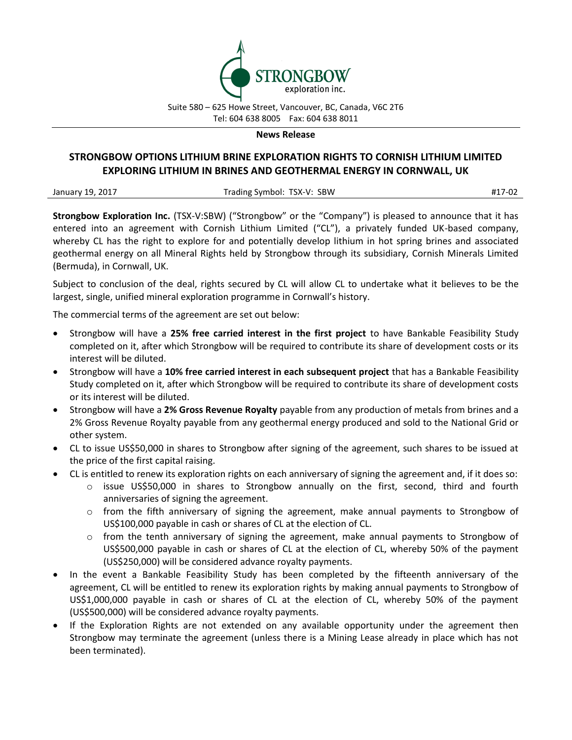STRONGBOW exploration inc.

Suite 580 – 625 Howe Street, Vancouver, BC, Canada, V6C 2T6
Tel: 604 638 8005 Fax: 604 638 8011

**News Release**

# STRONGBOW OPTIONS LITHIUM BRINE EXPLORATION RIGHTS TO CORNISH LITHIUM LIMITED EXPLORING LITHIUM IN BRINES AND GEOTHERMAL ENERGY IN CORNWALL, UK

January 19, 2017 Trading Symbol: TSX-V: SBW #17-02

**Strongbow Exploration Inc.** (TSX-V:SBW) ("Strongbow" or the "Company") is pleased to announce that it has entered into an agreement with Cornish Lithium Limited ("CL"), a privately funded UK-based company, whereby CL has the right to explore for and potentially develop lithium in hot spring brines and associated geothermal energy on all Mineral Rights held by Strongbow through its subsidiary, Cornish Minerals Limited (Bermuda), in Cornwall, UK.

Subject to conclusion of the deal, rights secured by CL will allow CL to undertake what it believes to be the largest, single, unified mineral exploration programme in Cornwall's history.

The commercial terms of the agreement are set out below:

- Strongbow will have a **25% free carried interest in the first project** to have Bankable Feasibility Study completed on it, after which Strongbow will be required to contribute its share of development costs or its interest will be diluted.
- Strongbow will have a **10% free carried interest in each subsequent project** that has a Bankable Feasibility Study completed on it, after which Strongbow will be required to contribute its share of development costs or its interest will be diluted.
- Strongbow will have a **2% Gross Revenue Royalty** payable from any production of metals from brines and a 2% Gross Revenue Royalty payable from any geothermal energy produced and sold to the National Grid or other system.
- CL to issue US$50,000 in shares to Strongbow after signing of the agreement, such shares to be issued at the price of the first capital raising.
- CL is entitled to renew its exploration rights on each anniversary of signing the agreement and, if it does so:
  - issue US$50,000 in shares to Strongbow annually on the first, second, third and fourth anniversaries of signing the agreement.
  - from the fifth anniversary of signing the agreement, make annual payments to Strongbow of US$100,000 payable in cash or shares of CL at the election of CL.
  - from the tenth anniversary of signing the agreement, make annual payments to Strongbow of US$500,000 payable in cash or shares of CL at the election of CL, whereby 50% of the payment (US$250,000) will be considered advance royalty payments.
- In the event a Bankable Feasibility Study has been completed by the fifteenth anniversary of the agreement, CL will be entitled to renew its exploration rights by making annual payments to Strongbow of US$1,000,000 payable in cash or shares of CL at the election of CL, whereby 50% of the payment (US$500,000) will be considered advance royalty payments.
- If the Exploration Rights are not extended on any available opportunity under the agreement then Strongbow may terminate the agreement (unless there is a Mining Lease already in place which has not been terminated).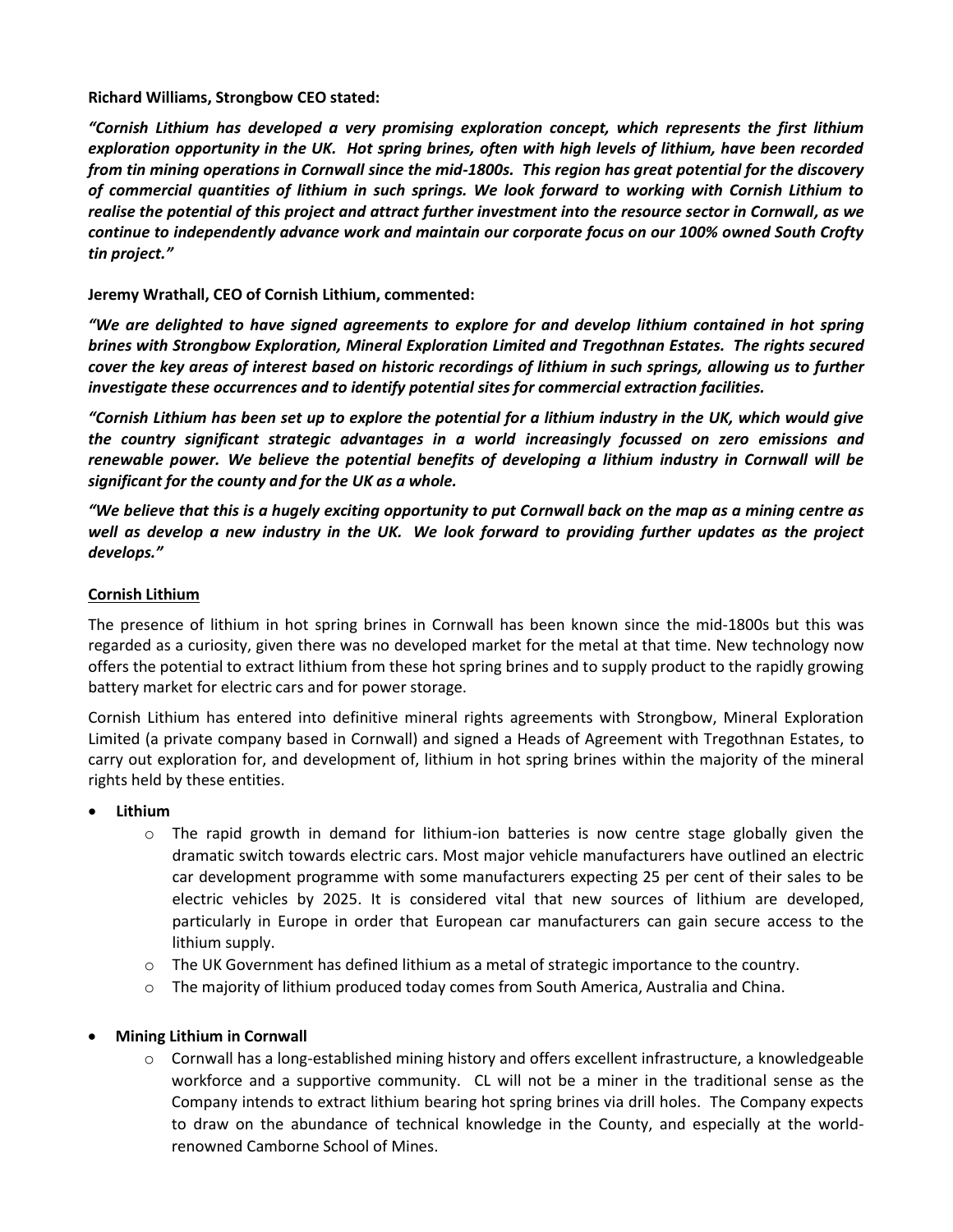**Richard Williams, Strongbow CEO stated:**

***"Cornish Lithium has developed a very promising exploration concept, which represents the first lithium exploration opportunity in the UK. Hot spring brines, often with high levels of lithium, have been recorded from tin mining operations in Cornwall since the mid-1800s. This region has great potential for the discovery of commercial quantities of lithium in such springs. We look forward to working with Cornish Lithium to realise the potential of this project and attract further investment into the resource sector in Cornwall, as we continue to independently advance work and maintain our corporate focus on our 100% owned South Crofty tin project."***

**Jeremy Wrathall, CEO of Cornish Lithium, commented:**

***"We are delighted to have signed agreements to explore for and develop lithium contained in hot spring brines with Strongbow Exploration, Mineral Exploration Limited and Tregothnan Estates. The rights secured cover the key areas of interest based on historic recordings of lithium in such springs, allowing us to further investigate these occurrences and to identify potential sites for commercial extraction facilities.***

***"Cornish Lithium has been set up to explore the potential for a lithium industry in the UK, which would give the country significant strategic advantages in a world increasingly focussed on zero emissions and renewable power. We believe the potential benefits of developing a lithium industry in Cornwall will be significant for the county and for the UK as a whole.***

***"We believe that this is a hugely exciting opportunity to put Cornwall back on the map as a mining centre as well as develop a new industry in the UK. We look forward to providing further updates as the project develops."***

**Cornish Lithium**

The presence of lithium in hot spring brines in Cornwall has been known since the mid-1800s but this was regarded as a curiosity, given there was no developed market for the metal at that time. New technology now offers the potential to extract lithium from these hot spring brines and to supply product to the rapidly growing battery market for electric cars and for power storage.

Cornish Lithium has entered into definitive mineral rights agreements with Strongbow, Mineral Exploration Limited (a private company based in Cornwall) and signed a Heads of Agreement with Tregothnan Estates, to carry out exploration for, and development of, lithium in hot spring brines within the majority of the mineral rights held by these entities.

- **Lithium**
  - The rapid growth in demand for lithium-ion batteries is now centre stage globally given the dramatic switch towards electric cars. Most major vehicle manufacturers have outlined an electric car development programme with some manufacturers expecting 25 per cent of their sales to be electric vehicles by 2025. It is considered vital that new sources of lithium are developed, particularly in Europe in order that European car manufacturers can gain secure access to the lithium supply.
  - The UK Government has defined lithium as a metal of strategic importance to the country.
  - The majority of lithium produced today comes from South America, Australia and China.

- **Mining Lithium in Cornwall**
  - Cornwall has a long-established mining history and offers excellent infrastructure, a knowledgeable workforce and a supportive community. CL will not be a miner in the traditional sense as the Company intends to extract lithium bearing hot spring brines via drill holes. The Company expects to draw on the abundance of technical knowledge in the County, and especially at the world-renowned Camborne School of Mines.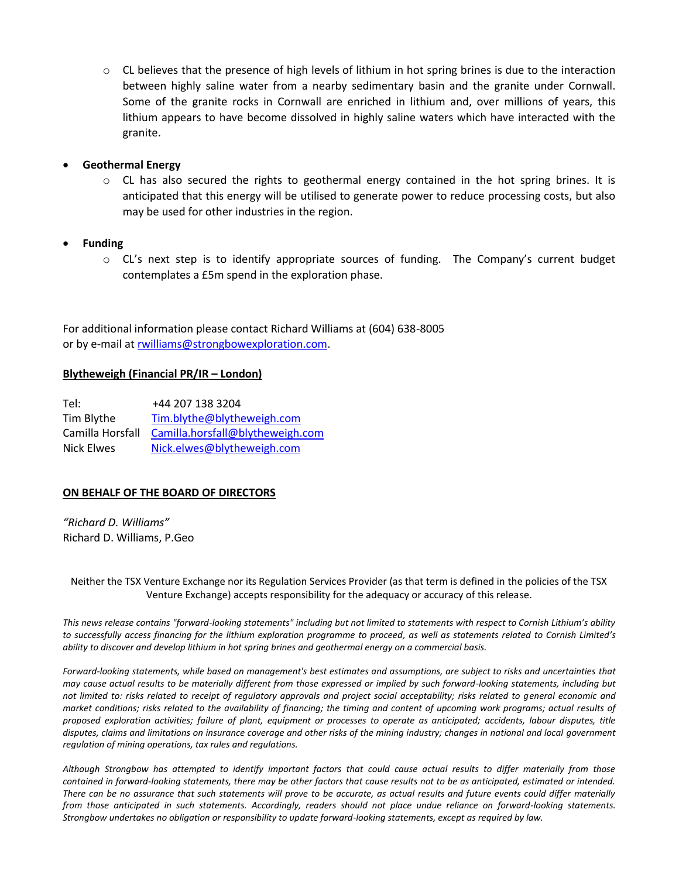- CL believes that the presence of high levels of lithium in hot spring brines is due to the interaction between highly saline water from a nearby sedimentary basin and the granite under Cornwall. Some of the granite rocks in Cornwall are enriched in lithium and, over millions of years, this lithium appears to have become dissolved in highly saline waters which have interacted with the granite.

- **Geothermal Energy**
  - CL has also secured the rights to geothermal energy contained in the hot spring brines. It is anticipated that this energy will be utilised to generate power to reduce processing costs, but also may be used for other industries in the region.

- **Funding**
  - CL's next step is to identify appropriate sources of funding. The Company's current budget contemplates a £5m spend in the exploration phase.

For additional information please contact Richard Williams at (604) 638-8005
or by e-mail at rwilliams@strongbowexploration.com.

**Blytheweigh (Financial PR/IR – London)**

| | |
|---|---|
| Tel: | +44 207 138 3204 |
| Tim Blythe | Tim.blythe@blytheweigh.com |
| Camilla Horsfall | Camilla.horsfall@blytheweigh.com |
| Nick Elwes | Nick.elwes@blytheweigh.com |

**ON BEHALF OF THE BOARD OF DIRECTORS**

*"Richard D. Williams"*
Richard D. Williams, P.Geo

Neither the TSX Venture Exchange nor its Regulation Services Provider (as that term is defined in the policies of the TSX Venture Exchange) accepts responsibility for the adequacy or accuracy of this release.

*This news release contains "forward-looking statements" including but not limited to statements with respect to Cornish Lithium's ability to successfully access financing for the lithium exploration programme to proceed, as well as statements related to Cornish Limited's ability to discover and develop lithium in hot spring brines and geothermal energy on a commercial basis.*

*Forward-looking statements, while based on management's best estimates and assumptions, are subject to risks and uncertainties that may cause actual results to be materially different from those expressed or implied by such forward-looking statements, including but not limited to: risks related to receipt of regulatory approvals and project social acceptability; risks related to general economic and market conditions; risks related to the availability of financing; the timing and content of upcoming work programs; actual results of proposed exploration activities; failure of plant, equipment or processes to operate as anticipated; accidents, labour disputes, title disputes, claims and limitations on insurance coverage and other risks of the mining industry; changes in national and local government regulation of mining operations, tax rules and regulations.*

*Although Strongbow has attempted to identify important factors that could cause actual results to differ materially from those contained in forward-looking statements, there may be other factors that cause results not to be as anticipated, estimated or intended. There can be no assurance that such statements will prove to be accurate, as actual results and future events could differ materially from those anticipated in such statements. Accordingly, readers should not place undue reliance on forward-looking statements. Strongbow undertakes no obligation or responsibility to update forward-looking statements, except as required by law.*